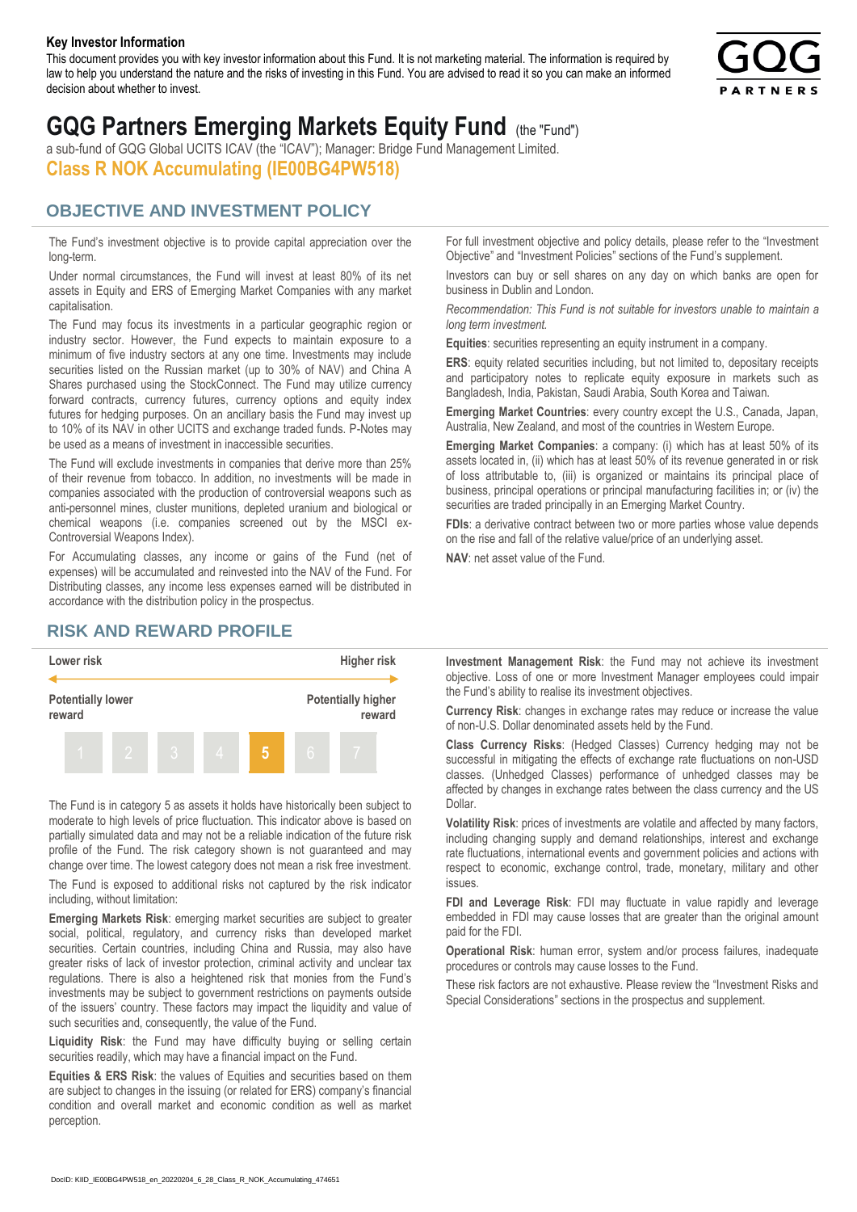**Key Investor Information**

This document provides you with key investor information about this Fund. It is not marketing material. The information is required by law to help you understand the nature and the risks of investing in this Fund. You are advised to read it so you can make an informed decision about whether to invest.

# GQG Partners Emerging Markets Equity Fund (the "Fund")

a sub-fund of GQG Global UCITS ICAV (the "ICAV"); Manager: Bridge Fund Management Limited.

**Class R NOK Accumulating (IE00BG4PW518)**

## OBJECTIVE AND INVESTMENT POLICY

The Fund's investment objective is to provide capital appreciation over the long-term.

Under normal circumstances, the Fund will invest at least 80% of its net assets in Equity and ERS of Emerging Market Companies with any market capitalisation.

The Fund may focus its investments in a particular geographic region or industry sector. However, the Fund expects to maintain exposure to a minimum of five industry sectors at any one time. Investments may include securities listed on the Russian market (up to 30% of NAV) and China A Shares purchased using the StockConnect. The Fund may utilize currency forward contracts, currency futures, currency options and equity index futures for hedging purposes. On an ancillary basis the Fund may invest up to 10% of its NAV in other UCITS and exchange traded funds. P-Notes may be used as a means of investment in inaccessible securities.

The Fund will exclude investments in companies that derive more than 25% of their revenue from tobacco. In addition, no investments will be made in companies associated with the production of controversial weapons such as anti-personnel mines, cluster munitions, depleted uranium and biological or chemical weapons (i.e. companies screened out by the MSCI ex-Controversial Weapons Index).

For Accumulating classes, any income or gains of the Fund (net of expenses) will be accumulated and reinvested into the NAV of the Fund. For Distributing classes, any income less expenses earned will be distributed in accordance with the distribution policy in the prospectus.

For full investment objective and policy details, please refer to the "Investment Objective" and "Investment Policies" sections of the Fund's supplement.

Investors can buy or sell shares on any day on which banks are open for business in Dublin and London.

*Recommendation: This Fund is not suitable for investors unable to maintain a long term investment.*

**Equities**: securities representing an equity instrument in a company.

**ERS**: equity related securities including, but not limited to, depositary receipts and participatory notes to replicate equity exposure in markets such as Bangladesh, India, Pakistan, Saudi Arabia, South Korea and Taiwan.

**Emerging Market Countries**: every country except the U.S., Canada, Japan, Australia, New Zealand, and most of the countries in Western Europe.

**Emerging Market Companies**: a company: (i) which has at least 50% of its assets located in, (ii) which has at least 50% of its revenue generated in or risk of loss attributable to, (iii) is organized or maintains its principal place of business, principal operations or principal manufacturing facilities in; or (iv) the securities are traded principally in an Emerging Market Country.

**FDIs**: a derivative contract between two or more parties whose value depends on the rise and fall of the relative value/price of an underlying asset.

**NAV**: net asset value of the Fund.

## RISK AND REWARD PROFILE

| Lower risk | | | | | | Higher risk |
|---|---|---|---|---|---|---|
| Potentially lower reward | | | | | | Potentially higher reward |
| 1 | 2 | 3 | 4 | **5** | 6 | 7 |

The Fund is in category 5 as assets it holds have historically been subject to moderate to high levels of price fluctuation. This indicator above is based on partially simulated data and may not be a reliable indication of the future risk profile of the Fund. The risk category shown is not guaranteed and may change over time. The lowest category does not mean a risk free investment.

The Fund is exposed to additional risks not captured by the risk indicator including, without limitation:

**Emerging Markets Risk**: emerging market securities are subject to greater social, political, regulatory, and currency risks than developed market securities. Certain countries, including China and Russia, may also have greater risks of lack of investor protection, criminal activity and unclear tax regulations. There is also a heightened risk that monies from the Fund's investments may be subject to government restrictions on payments outside of the issuers' country. These factors may impact the liquidity and value of such securities and, consequently, the value of the Fund.

**Liquidity Risk**: the Fund may have difficulty buying or selling certain securities readily, which may have a financial impact on the Fund.

**Equities & ERS Risk**: the values of Equities and securities based on them are subject to changes in the issuing (or related for ERS) company's financial condition and overall market and economic condition as well as market perception.

**Investment Management Risk**: the Fund may not achieve its investment objective. Loss of one or more Investment Manager employees could impair the Fund's ability to realise its investment objectives.

**Currency Risk**: changes in exchange rates may reduce or increase the value of non-U.S. Dollar denominated assets held by the Fund.

**Class Currency Risks**: (Hedged Classes) Currency hedging may not be successful in mitigating the effects of exchange rate fluctuations on non-USD classes. (Unhedged Classes) performance of unhedged classes may be affected by changes in exchange rates between the class currency and the US Dollar.

**Volatility Risk**: prices of investments are volatile and affected by many factors, including changing supply and demand relationships, interest and exchange rate fluctuations, international events and government policies and actions with respect to economic, exchange control, trade, monetary, military and other issues.

**FDI and Leverage Risk**: FDI may fluctuate in value rapidly and leverage embedded in FDI may cause losses that are greater than the original amount paid for the FDI.

**Operational Risk**: human error, system and/or process failures, inadequate procedures or controls may cause losses to the Fund.

These risk factors are not exhaustive. Please review the "Investment Risks and Special Considerations" sections in the prospectus and supplement.

DocID: KIID_IE00BG4PW518_en_20220204_6_28_Class_R_NOK_Accumulating_474651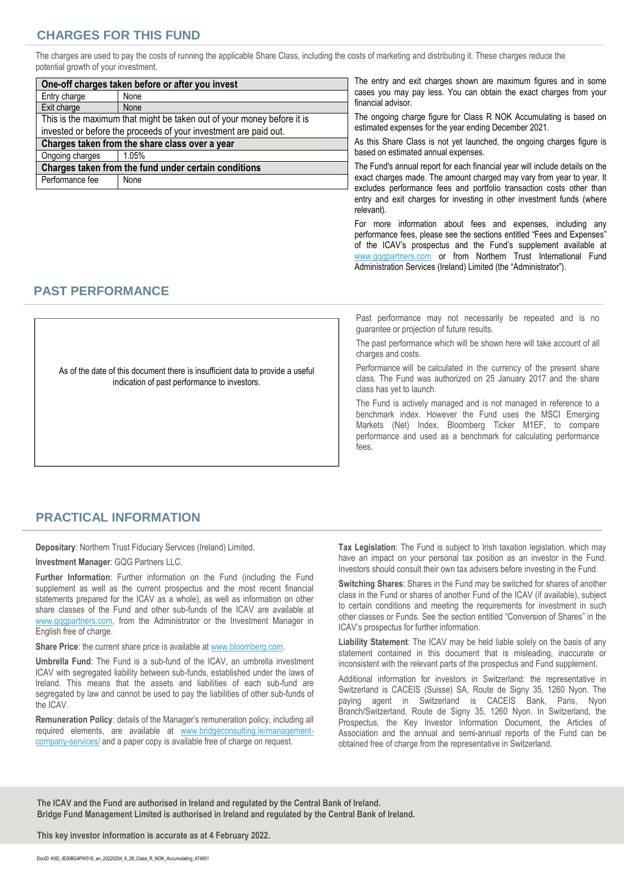## CHARGES FOR THIS FUND

The charges are used to pay the costs of running the applicable Share Class, including the costs of marketing and distributing it. These charges reduce the potential growth of your investment.

| One-off charges taken before or after you invest | |
|---|---|
| Entry charge | None |
| Exit charge | None |
| This is the maximum that might be taken out of your money before it is invested or before the proceeds of your investment are paid out. | |
| **Charges taken from the share class over a year** | |
| Ongoing charges | 1.05% |
| **Charges taken from the fund under certain conditions** | |
| Performance fee | None |

The entry and exit charges shown are maximum figures and in some cases you may pay less. You can obtain the exact charges from your financial advisor.

The ongoing charge figure for Class R NOK Accumulating is based on estimated expenses for the year ending December 2021.

As this Share Class is not yet launched, the ongoing charges figure is based on estimated annual expenses.

The Fund's annual report for each financial year will include details on the exact charges made. The amount charged may vary from year to year. It excludes performance fees and portfolio transaction costs other than entry and exit charges for investing in other investment funds (where relevant).

For more information about fees and expenses, including any performance fees, please see the sections entitled "Fees and Expenses" of the ICAV's prospectus and the Fund's supplement available at www.gqgpartners.com or from Northern Trust International Fund Administration Services (Ireland) Limited (the "Administrator").

## PAST PERFORMANCE

As of the date of this document there is insufficient data to provide a useful indication of past performance to investors.

Past performance may not necessarily be repeated and is no guarantee or projection of future results.

The past performance which will be shown here will take account of all charges and costs.

Performance will be calculated in the currency of the present share class. The Fund was authorized on 25 January 2017 and the share class has yet to launch.

The Fund is actively managed and is not managed in reference to a benchmark index. However the Fund uses the MSCI Emerging Markets (Net) Index, Bloomberg Ticker M1EF, to compare performance and used as a benchmark for calculating performance fees.

## PRACTICAL INFORMATION

**Depositary**: Northern Trust Fiduciary Services (Ireland) Limited.

**Investment Manager**: GQG Partners LLC.

**Further Information**: Further information on the Fund (including the Fund supplement as well as the current prospectus and the most recent financial statements prepared for the ICAV as a whole), as well as information on other share classes of the Fund and other sub-funds of the ICAV are available at www.gqgpartners.com, from the Administrator or the Investment Manager in English free of charge.

**Share Price**: the current share price is available at www.bloomberg.com.

**Umbrella Fund**: The Fund is a sub-fund of the ICAV, an umbrella investment ICAV with segregated liability between sub-funds, established under the laws of Ireland. This means that the assets and liabilities of each sub-fund are segregated by law and cannot be used to pay the liabilities of other sub-funds of the ICAV.

**Remuneration Policy**: details of the Manager's remuneration policy, including all required elements, are available at www.bridgeconsulting.ie/management-company-services/ and a paper copy is available free of charge on request.

**Tax Legislation**: The Fund is subject to Irish taxation legislation, which may have an impact on your personal tax position as an investor in the Fund. Investors should consult their own tax advisers before investing in the Fund.

**Switching Shares**: Shares in the Fund may be switched for shares of another class in the Fund or shares of another Fund of the ICAV (if available), subject to certain conditions and meeting the requirements for investment in such other classes or Funds. See the section entitled "Conversion of Shares" in the ICAV's prospectus for further information.

**Liability Statement**: The ICAV may be held liable solely on the basis of any statement contained in this document that is misleading, inaccurate or inconsistent with the relevant parts of the prospectus and Fund supplement.

Additional information for investors in Switzerland: the representative in Switzerland is CACEIS (Suisse) SA, Route de Signy 35, 1260 Nyon. The paying agent in Switzerland is CACEIS Bank, Paris, Nyon Branch/Switzerland, Route de Signy 35, 1260 Nyon. In Switzerland, the Prospectus, the Key Investor Information Document, the Articles of Association and the annual and semi-annual reports of the Fund can be obtained free of charge from the representative in Switzerland.

**The ICAV and the Fund are authorised in Ireland and regulated by the Central Bank of Ireland.**
**Bridge Fund Management Limited is authorised in Ireland and regulated by the Central Bank of Ireland.**

**This key investor information is accurate as at 4 February 2022.**

DocID: KIID_IE00BG4PW518_en_20220204_6_28_Class_R_NOK_Accumulating_474651